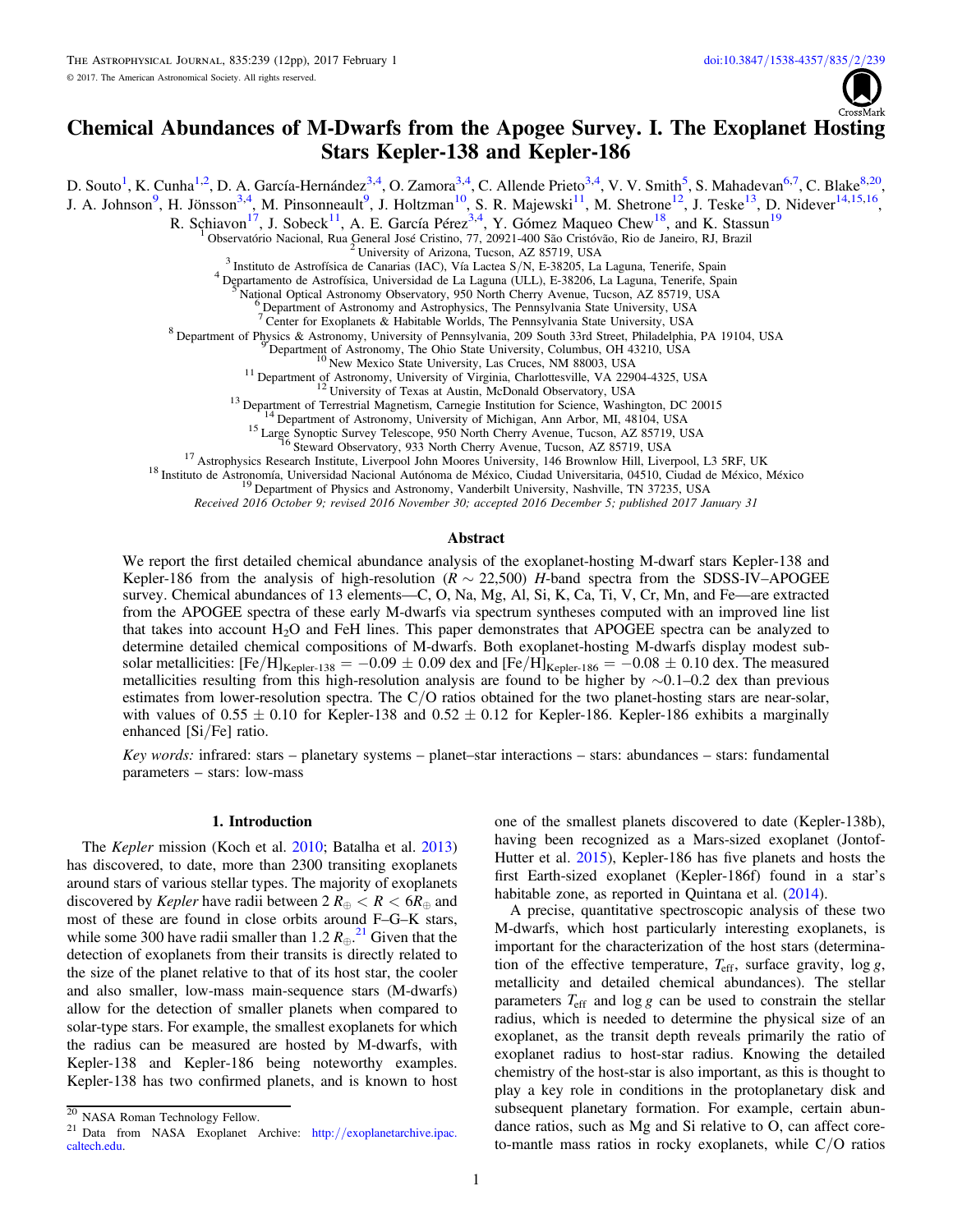# Chemical Abundances of M-Dwarfs from the Apogee Survey. I. The Exoplanet Hosting Stars Kepler-138 and Kepler-186

D. Souto[1], K. Cunha[1,2], D. A. García-Hernández[3,4], O. Zamora[3,4], C. Allende Prieto[3,4], V. V. Smith[5], S. Mahadevan[6,7], C. Blake[8,20], J. A. Johnson[9], H. Jönsson[3,4], M. Pinsonneault[9], J. Holtzman[10], S. R. Majewski[11], M. Shetrone[12], J. Teske[13], D. Nidever[14,15,16], R. Schiavon[17], J. Sobeck[11], A. E. García Pérez[3,4], Y. Gómez Maqueo Chew[18], and K. Stassun[19]

[1] Observatório Nacional, Rua General José Cristino, 77, 20921-400 São Cristóvão, Rio de Janeiro, RJ, Brazil
[2] University of Arizona, Tucson, AZ 85719, USA
[3] Instituto de Astrofísica de Canarias (IAC), Vía Lactea S/N, E-38205, La Laguna, Tenerife, Spain
[4] Departamento de Astrofísica, Universidad de La Laguna (ULL), E-38206, La Laguna, Tenerife, Spain
[5] National Optical Astronomy Observatory, 950 North Cherry Avenue, Tucson, AZ 85719, USA
[6] Department of Astronomy and Astrophysics, The Pennsylvania State University, USA
[7] Center for Exoplanets & Habitable Worlds, The Pennsylvania State University, USA
[8] Department of Physics & Astronomy, University of Pennsylvania, 209 South 33rd Street, Philadelphia, PA 19104, USA
[9] Department of Astronomy, The Ohio State University, Columbus, OH 43210, USA
[10] New Mexico State University, Las Cruces, NM 88003, USA
[11] Department of Astronomy, University of Virginia, Charlottesville, VA 22904-4325, USA
[12] University of Texas at Austin, McDonald Observatory, USA
[13] Department of Terrestrial Magnetism, Carnegie Institution for Science, Washington, DC 20015
[14] Department of Astronomy, University of Michigan, Ann Arbor, MI, 48104, USA
[15] Large Synoptic Survey Telescope, 950 North Cherry Avenue, Tucson, AZ 85719, USA
[16] Steward Observatory, 933 North Cherry Avenue, Tucson, AZ 85719, USA
[17] Astrophysics Research Institute, Liverpool John Moores University, 146 Brownlow Hill, Liverpool, L3 5RF, UK
[18] Instituto de Astronomía, Universidad Nacional Autónoma de México, Ciudad Universitaria, 04510, Ciudad de México, México
[19] Department of Physics and Astronomy, Vanderbilt University, Nashville, TN 37235, USA

*Received 2016 October 9; revised 2016 November 30; accepted 2016 December 5; published 2017 January 31*

## Abstract

We report the first detailed chemical abundance analysis of the exoplanet-hosting M-dwarf stars Kepler-138 and Kepler-186 from the analysis of high-resolution ($R \sim 22{,}500$) *H*-band spectra from the SDSS-IV–APOGEE survey. Chemical abundances of 13 elements—C, O, Na, Mg, Al, Si, K, Ca, Ti, V, Cr, Mn, and Fe—are extracted from the APOGEE spectra of these early M-dwarfs via spectrum syntheses computed with an improved line list that takes into account $H_2O$ and FeH lines. This paper demonstrates that APOGEE spectra can be analyzed to determine detailed chemical compositions of M-dwarfs. Both exoplanet-hosting M-dwarfs display modest sub-solar metallicities: $[\mathrm{Fe/H}]_{\text{Kepler-138}} = -0.09 \pm 0.09$ dex and $[\mathrm{Fe/H}]_{\text{Kepler-186}} = -0.08 \pm 0.10$ dex. The measured metallicities resulting from this high-resolution analysis are found to be higher by ∼0.1–0.2 dex than previous estimates from lower-resolution spectra. The C/O ratios obtained for the two planet-hosting stars are near-solar, with values of $0.55 \pm 0.10$ for Kepler-138 and $0.52 \pm 0.12$ for Kepler-186. Kepler-186 exhibits a marginally enhanced [Si/Fe] ratio.

*Key words:* infrared: stars – planetary systems – planet–star interactions – stars: abundances – stars: fundamental parameters – stars: low-mass

## 1. Introduction

The *Kepler* mission (Koch et al. 2010; Batalha et al. 2013) has discovered, to date, more than 2300 transiting exoplanets around stars of various stellar types. The majority of exoplanets discovered by *Kepler* have radii between $2\,R_{\oplus} < R < 6R_{\oplus}$ and most of these are found in close orbits around F–G–K stars, while some 300 have radii smaller than $1.2\,R_{\oplus}$.[21] Given that the detection of exoplanets from their transits is directly related to the size of the planet relative to that of its host star, the cooler and also smaller, low-mass main-sequence stars (M-dwarfs) allow for the detection of smaller planets when compared to solar-type stars. For example, the smallest exoplanets for which the radius can be measured are hosted by M-dwarfs, with Kepler-138 and Kepler-186 being noteworthy examples. Kepler-138 has two confirmed planets, and is known to host one of the smallest planets discovered to date (Kepler-138b), having been recognized as a Mars-sized exoplanet (Jontof-Hutter et al. 2015), Kepler-186 has five planets and hosts the first Earth-sized exoplanet (Kepler-186f) found in a star's habitable zone, as reported in Quintana et al. (2014).

A precise, quantitative spectroscopic analysis of these two M-dwarfs, which host particularly interesting exoplanets, is important for the characterization of the host stars (determination of the effective temperature, $T_{\mathrm{eff}}$, surface gravity, $\log g$, metallicity and detailed chemical abundances). The stellar parameters $T_{\mathrm{eff}}$ and $\log g$ can be used to constrain the stellar radius, which is needed to determine the physical size of an exoplanet, as the transit depth reveals primarily the ratio of exoplanet radius to host-star radius. Knowing the detailed chemistry of the host-star is also important, as this is thought to play a key role in conditions in the protoplanetary disk and subsequent planetary formation. For example, certain abundance ratios, such as Mg and Si relative to O, can affect core-to-mantle mass ratios in rocky exoplanets, while C/O ratios

---

[20] NASA Roman Technology Fellow.

[21] Data from NASA Exoplanet Archive: http://exoplanetarchive.ipac.caltech.edu.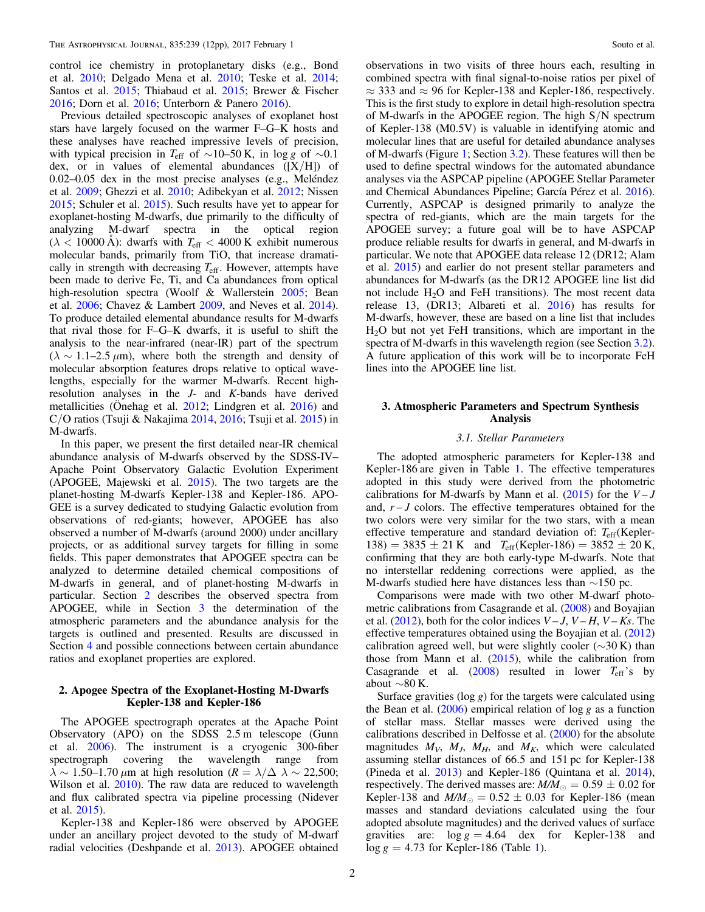control ice chemistry in protoplanetary disks (e.g., Bond et al. 2010; Delgado Mena et al. 2010; Teske et al. 2014; Santos et al. 2015; Thiabaud et al. 2015; Brewer & Fischer 2016; Dorn et al. 2016; Unterborn & Panero 2016).

Previous detailed spectroscopic analyses of exoplanet host stars have largely focused on the warmer F–G–K hosts and these analyses have reached impressive levels of precision, with typical precision in $T_{\rm eff}$ of ∼10–50 K, in $\log g$ of ∼0.1 dex, or in values of elemental abundances ([X/H]) of 0.02–0.05 dex in the most precise analyses (e.g., Meléndez et al. 2009; Ghezzi et al. 2010; Adibekyan et al. 2012; Nissen 2015; Schuler et al. 2015). Such results have yet to appear for exoplanet-hosting M-dwarfs, due primarily to the difficulty of analyzing M-dwarf spectra in the optical region ($\lambda < 10000$ Å): dwarfs with $T_{\rm eff} < 4000$ K exhibit numerous molecular bands, primarily from TiO, that increase dramatically in strength with decreasing $T_{\rm eff}$. However, attempts have been made to derive Fe, Ti, and Ca abundances from optical high-resolution spectra (Woolf & Wallerstein 2005; Bean et al. 2006; Chavez & Lambert 2009, and Neves et al. 2014). To produce detailed elemental abundance results for M-dwarfs that rival those for F–G–K dwarfs, it is useful to shift the analysis to the near-infrared (near-IR) part of the spectrum ($\lambda \sim 1.1$–$2.5\,\mu$m), where both the strength and density of molecular absorption features drops relative to optical wavelengths, especially for the warmer M-dwarfs. Recent high-resolution analyses in the $J$- and $K$-bands have derived metallicities (Önehag et al. 2012; Lindgren et al. 2016) and C/O ratios (Tsuji & Nakajima 2014, 2016; Tsuji et al. 2015) in M-dwarfs.

In this paper, we present the first detailed near-IR chemical abundance analysis of M-dwarfs observed by the SDSS-IV–Apache Point Observatory Galactic Evolution Experiment (APOGEE, Majewski et al. 2015). The two targets are the planet-hosting M-dwarfs Kepler-138 and Kepler-186. APOGEE is a survey dedicated to studying Galactic evolution from observations of red-giants; however, APOGEE has also observed a number of M-dwarfs (around 2000) under ancillary projects, or as additional survey targets for filling in some fields. This paper demonstrates that APOGEE spectra can be analyzed to determine detailed chemical compositions of M-dwarfs in general, and of planet-hosting M-dwarfs in particular. Section 2 describes the observed spectra from APOGEE, while in Section 3 the determination of the atmospheric parameters and the abundance analysis for the targets is outlined and presented. Results are discussed in Section 4 and possible connections between certain abundance ratios and exoplanet properties are explored.

## 2. Apogee Spectra of the Exoplanet-Hosting M-Dwarfs Kepler-138 and Kepler-186

The APOGEE spectrograph operates at the Apache Point Observatory (APO) on the SDSS 2.5 m telescope (Gunn et al. 2006). The instrument is a cryogenic 300-fiber spectrograph covering the wavelength range from $\lambda \sim 1.50$–$1.70\,\mu$m at high resolution ($R = \lambda/\Delta\lambda \sim 22{,}500$; Wilson et al. 2010). The raw data are reduced to wavelength and flux calibrated spectra via pipeline processing (Nidever et al. 2015).

Kepler-138 and Kepler-186 were observed by APOGEE under an ancillary project devoted to the study of M-dwarf radial velocities (Deshpande et al. 2013). APOGEE obtained observations in two visits of three hours each, resulting in combined spectra with final signal-to-noise ratios per pixel of ≈ 333 and ≈ 96 for Kepler-138 and Kepler-186, respectively. This is the first study to explore in detail high-resolution spectra of M-dwarfs in the APOGEE region. The high S/N spectrum of Kepler-138 (M0.5V) is valuable in identifying atomic and molecular lines that are useful for detailed abundance analyses of M-dwarfs (Figure 1; Section 3.2). These features will then be used to define spectral windows for the automated abundance analyses via the ASPCAP pipeline (APOGEE Stellar Parameter and Chemical Abundances Pipeline; García Pérez et al. 2016). Currently, ASPCAP is designed primarily to analyze the spectra of red-giants, which are the main targets for the APOGEE survey; a future goal will be to have ASPCAP produce reliable results for dwarfs in general, and M-dwarfs in particular. We note that APOGEE data release 12 (DR12; Alam et al. 2015) and earlier do not present stellar parameters and abundances for M-dwarfs (as the DR12 APOGEE line list did not include $H_2O$ and FeH transitions). The most recent data release 13, (DR13; Albareti et al. 2016) has results for M-dwarfs, however, these are based on a line list that includes $H_2O$ but not yet FeH transitions, which are important in the spectra of M-dwarfs in this wavelength region (see Section 3.2). A future application of this work will be to incorporate FeH lines into the APOGEE line list.

## 3. Atmospheric Parameters and Spectrum Synthesis Analysis

### 3.1. Stellar Parameters

The adopted atmospheric parameters for Kepler-138 and Kepler-186 are given in Table 1. The effective temperatures adopted in this study were derived from the photometric calibrations for M-dwarfs by Mann et al. (2015) for the $V-J$ and, $r-J$ colors. The effective temperatures obtained for the two colors were very similar for the two stars, with a mean effective temperature and standard deviation of: $T_{\rm eff}$(Kepler-138) $= 3835 \pm 21$ K and $T_{\rm eff}$(Kepler-186) $= 3852 \pm 20$ K, confirming that they are both early-type M-dwarfs. Note that no interstellar reddening corrections were applied, as the M-dwarfs studied here have distances less than ∼150 pc.

Comparisons were made with two other M-dwarf photometric calibrations from Casagrande et al. (2008) and Boyajian et al. (2012), both for the color indices $V-J$, $V-H$, $V-Ks$. The effective temperatures obtained using the Boyajian et al. (2012) calibration agreed well, but were slightly cooler (∼30 K) than those from Mann et al. (2015), while the calibration from Casagrande et al. (2008) resulted in lower $T_{\rm eff}$'s by about ∼80 K.

Surface gravities ($\log g$) for the targets were calculated using the Bean et al. (2006) empirical relation of $\log g$ as a function of stellar mass. Stellar masses were derived using the calibrations described in Delfosse et al. (2000) for the absolute magnitudes $M_V$, $M_J$, $M_H$, and $M_K$, which were calculated assuming stellar distances of 66.5 and 151 pc for Kepler-138 (Pineda et al. 2013) and Kepler-186 (Quintana et al. 2014), respectively. The derived masses are: $M/M_\odot = 0.59 \pm 0.02$ for Kepler-138 and $M/M_\odot = 0.52 \pm 0.03$ for Kepler-186 (mean masses and standard deviations calculated using the four adopted absolute magnitudes) and the derived values of surface gravities are: $\log g = 4.64$ dex for Kepler-138 and $\log g = 4.73$ for Kepler-186 (Table 1).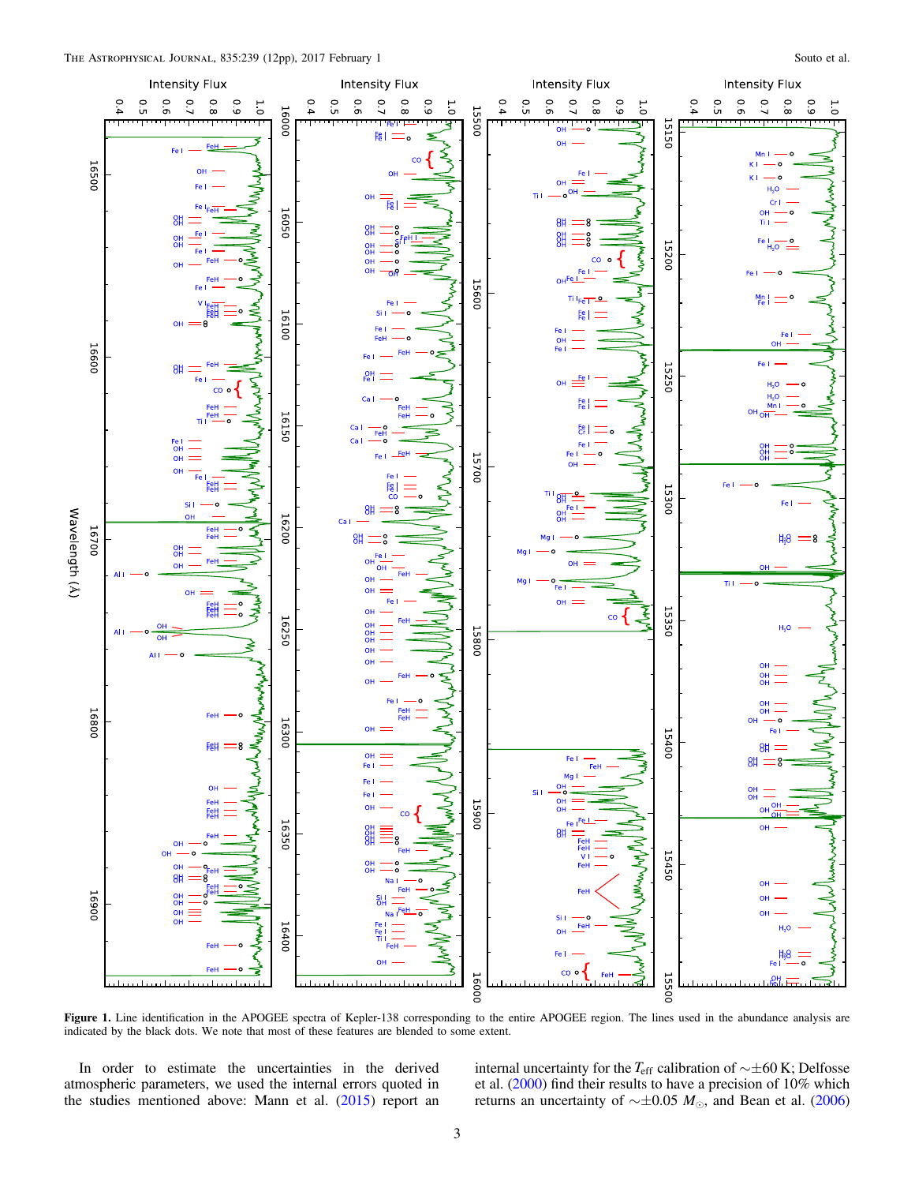**Figure 1.** Line identification in the APOGEE spectra of Kepler-138 corresponding to the entire APOGEE region. The lines used in the abundance analysis are indicated by the black dots. We note that most of these features are blended to some extent.

In order to estimate the uncertainties in the derived atmospheric parameters, we used the internal errors quoted in the studies mentioned above: Mann et al. (2015) report an internal uncertainty for the $T_{\rm eff}$ calibration of $\sim\pm60$ K; Delfosse et al. (2000) find their results to have a precision of 10% which returns an uncertainty of $\sim\pm0.05$ $M_{\odot}$, and Bean et al. (2006)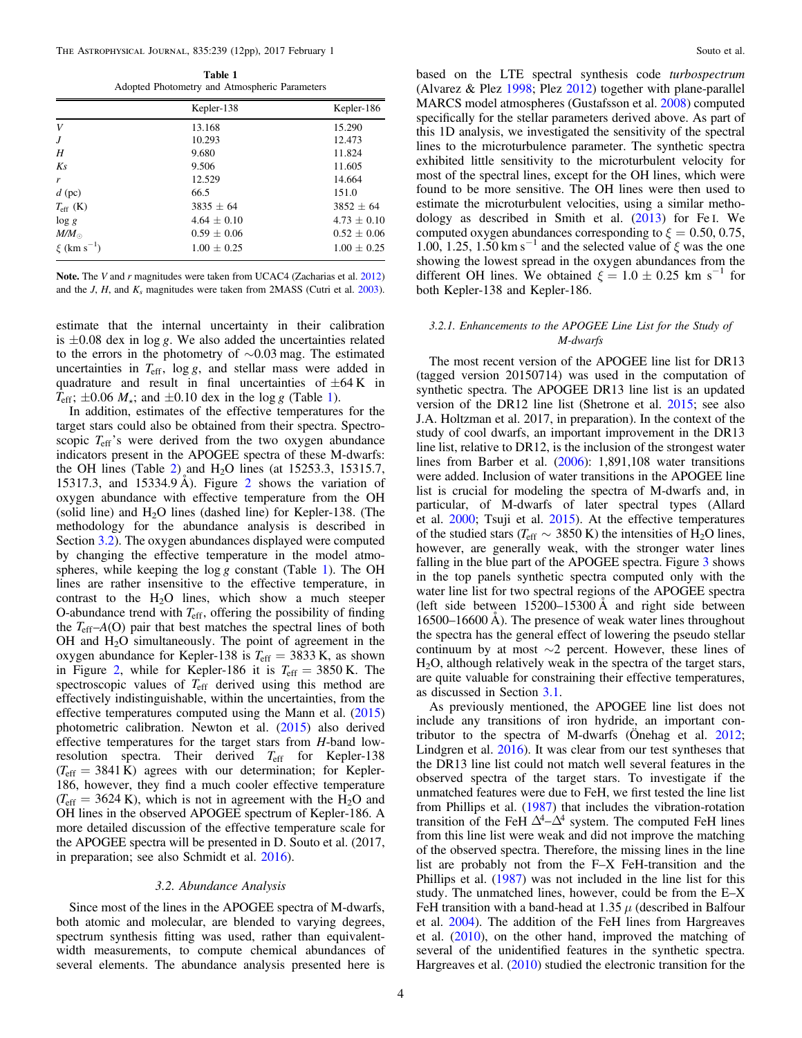**Table 1**
Adopted Photometry and Atmospheric Parameters

| | Kepler-138 | Kepler-186 |
|---|---|---|
| $V$ | 13.168 | 15.290 |
| $J$ | 10.293 | 12.473 |
| $H$ | 9.680 | 11.824 |
| $Ks$ | 9.506 | 11.605 |
| $r$ | 12.529 | 14.664 |
| $d$ (pc) | 66.5 | 151.0 |
| $T_{\rm eff}$ (K) | 3835 ± 64 | 3852 ± 64 |
| log $g$ | 4.64 ± 0.10 | 4.73 ± 0.10 |
| $M/M_{\odot}$ | 0.59 ± 0.06 | 0.52 ± 0.06 |
| $\xi$ (km $s^{-1}$) | 1.00 ± 0.25 | 1.00 ± 0.25 |

**Note.** The $V$ and $r$ magnitudes were taken from UCAC4 (Zacharias et al. 2012) and the $J$, $H$, and $K_s$ magnitudes were taken from 2MASS (Cutri et al. 2003).

estimate that the internal uncertainty in their calibration is ±0.08 dex in log $g$. We also added the uncertainties related to the errors in the photometry of ~0.03 mag. The estimated uncertainties in $T_{\rm eff}$, log $g$, and stellar mass were added in quadrature and result in final uncertainties of ±64 K in $T_{\rm eff}$; ±0.06 $M_{\star}$; and ±0.10 dex in the log $g$ (Table 1).

In addition, estimates of the effective temperatures for the target stars could also be obtained from their spectra. Spectroscopic $T_{\rm eff}$'s were derived from the two oxygen abundance indicators present in the APOGEE spectra of these M-dwarfs: the OH lines (Table 2) and $H_2O$ lines (at 15253.3, 15315.7, 15317.3, and 15334.9 Å). Figure 2 shows the variation of oxygen abundance with effective temperature from the OH (solid line) and $H_2O$ lines (dashed line) for Kepler-138. (The methodology for the abundance analysis is described in Section 3.2). The oxygen abundances displayed were computed by changing the effective temperature in the model atmospheres, while keeping the log $g$ constant (Table 1). The OH lines are rather insensitive to the effective temperature, in contrast to the $H_2O$ lines, which show a much steeper O-abundance trend with $T_{\rm eff}$, offering the possibility of finding the $T_{\rm eff}$–$A$(O) pair that best matches the spectral lines of both OH and $H_2O$ simultaneously. The point of agreement in the oxygen abundance for Kepler-138 is $T_{\rm eff}$ = 3833 K, as shown in Figure 2, while for Kepler-186 it is $T_{\rm eff}$ = 3850 K. The spectroscopic values of $T_{\rm eff}$ derived using this method are effectively indistinguishable, within the uncertainties, from the effective temperatures computed using the Mann et al. (2015) photometric calibration. Newton et al. (2015) also derived effective temperatures for the target stars from $H$-band low-resolution spectra. Their derived $T_{\rm eff}$ for Kepler-138 ($T_{\rm eff}$ = 3841 K) agrees with our determination; for Kepler-186, however, they find a much cooler effective temperature ($T_{\rm eff}$ = 3624 K), which is not in agreement with the $H_2O$ and OH lines in the observed APOGEE spectrum of Kepler-186. A more detailed discussion of the effective temperature scale for the APOGEE spectra will be presented in D. Souto et al. (2017, in preparation; see also Schmidt et al. 2016).

### 3.2. Abundance Analysis

Since most of the lines in the APOGEE spectra of M-dwarfs, both atomic and molecular, are blended to varying degrees, spectrum synthesis fitting was used, rather than equivalent-width measurements, to compute chemical abundances of several elements. The abundance analysis presented here is based on the LTE spectral synthesis code *turbospectrum* (Alvarez & Plez 1998; Plez 2012) together with plane-parallel MARCS model atmospheres (Gustafsson et al. 2008) computed specifically for the stellar parameters derived above. As part of this 1D analysis, we investigated the sensitivity of the spectral lines to the microturbulence parameter. The synthetic spectra exhibited little sensitivity to the microturbulent velocity for most of the spectral lines, except for the OH lines, which were found to be more sensitive. The OH lines were then used to estimate the microturbulent velocities, using a similar methodology as described in Smith et al. (2013) for Fe I. We computed oxygen abundances corresponding to $\xi$ = 0.50, 0.75, 1.00, 1.25, 1.50 km $s^{-1}$ and the selected value of $\xi$ was the one showing the lowest spread in the oxygen abundances from the different OH lines. We obtained $\xi$ = 1.0 ± 0.25 km $s^{-1}$ for both Kepler-138 and Kepler-186.

#### 3.2.1. Enhancements to the APOGEE Line List for the Study of M-dwarfs

The most recent version of the APOGEE line list for DR13 (tagged version 20150714) was used in the computation of synthetic spectra. The APOGEE DR13 line list is an updated version of the DR12 line list (Shetrone et al. 2015; see also J.A. Holtzman et al. 2017, in preparation). In the context of the study of cool dwarfs, an important improvement in the DR13 line list, relative to DR12, is the inclusion of the strongest water lines from Barber et al. (2006): 1,891,108 water transitions were added. Inclusion of water transitions in the APOGEE line list is crucial for modeling the spectra of M-dwarfs and, in particular, of M-dwarfs of later spectral types (Allard et al. 2000; Tsuji et al. 2015). At the effective temperatures of the studied stars ($T_{\rm eff}$ ~ 3850 K) the intensities of $H_2O$ lines, however, are generally weak, with the stronger water lines falling in the blue part of the APOGEE spectra. Figure 3 shows in the top panels synthetic spectra computed only with the water line list for two spectral regions of the APOGEE spectra (left side between 15200–15300 Å and right side between 16500–16600 Å). The presence of weak water lines throughout the spectra has the general effect of lowering the pseudo stellar continuum by at most ~2 percent. However, these lines of $H_2O$, although relatively weak in the spectra of the target stars, are quite valuable for constraining their effective temperatures, as discussed in Section 3.1.

As previously mentioned, the APOGEE line list does not include any transitions of iron hydride, an important contributor to the spectra of M-dwarfs (Önehag et al. 2012; Lindgren et al. 2016). It was clear from our test syntheses that the DR13 line list could not match well several features in the observed spectra of the target stars. To investigate if the unmatched features were due to FeH, we first tested the line list from Phillips et al. (1987) that includes the vibration-rotation transition of the FeH $\Delta^4$–$\Delta^4$ system. The computed FeH lines from this line list were weak and did not improve the matching of the observed spectra. Therefore, the missing lines in the line list are probably not from the F–X FeH-transition and the Phillips et al. (1987) was not included in the line list for this study. The unmatched lines, however, could be from the E–X FeH transition with a band-head at 1.35 $\mu$ (described in Balfour et al. 2004). The addition of the FeH lines from Hargreaves et al. (2010), on the other hand, improved the matching of several of the unidentified features in the synthetic spectra. Hargreaves et al. (2010) studied the electronic transition for the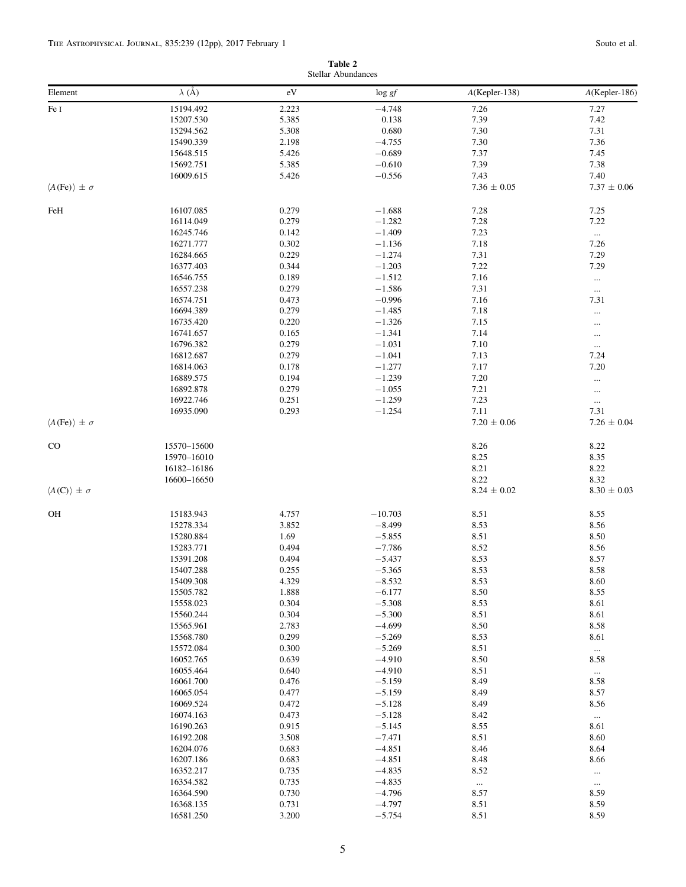**Table 2**
Stellar Abundances

| Element | $\lambda$ (Å) | eV | log $gf$ | $A$(Kepler-138) | $A$(Kepler-186) |
|---|---|---|---|---|---|
| Fe I | 15194.492 | 2.223 | −4.748 | 7.26 | 7.27 |
| | 15207.530 | 5.385 | 0.138 | 7.39 | 7.42 |
| | 15294.562 | 5.308 | 0.680 | 7.30 | 7.31 |
| | 15490.339 | 2.198 | −4.755 | 7.30 | 7.36 |
| | 15648.515 | 5.426 | −0.689 | 7.37 | 7.45 |
| | 15692.751 | 5.385 | −0.610 | 7.39 | 7.38 |
| | 16009.615 | 5.426 | −0.556 | 7.43 | 7.40 |
| $\langle A(\mathrm{Fe})\rangle \pm \sigma$ | | | | 7.36 ± 0.05 | 7.37 ± 0.06 |
| FeH | 16107.085 | 0.279 | −1.688 | 7.28 | 7.25 |
| | 16114.049 | 0.279 | −1.282 | 7.28 | 7.22 |
| | 16245.746 | 0.142 | −1.409 | 7.23 | ... |
| | 16271.777 | 0.302 | −1.136 | 7.18 | 7.26 |
| | 16284.665 | 0.229 | −1.274 | 7.31 | 7.29 |
| | 16377.403 | 0.344 | −1.203 | 7.22 | 7.29 |
| | 16546.755 | 0.189 | −1.512 | 7.16 | ... |
| | 16557.238 | 0.279 | −1.586 | 7.31 | ... |
| | 16574.751 | 0.473 | −0.996 | 7.16 | 7.31 |
| | 16694.389 | 0.279 | −1.485 | 7.18 | ... |
| | 16735.420 | 0.220 | −1.326 | 7.15 | ... |
| | 16741.657 | 0.165 | −1.341 | 7.14 | ... |
| | 16796.382 | 0.279 | −1.031 | 7.10 | ... |
| | 16812.687 | 0.279 | −1.041 | 7.13 | 7.24 |
| | 16814.063 | 0.178 | −1.277 | 7.17 | 7.20 |
| | 16889.575 | 0.194 | −1.239 | 7.20 | ... |
| | 16892.878 | 0.279 | −1.055 | 7.21 | ... |
| | 16922.746 | 0.251 | −1.259 | 7.23 | ... |
| | 16935.090 | 0.293 | −1.254 | 7.11 | 7.31 |
| $\langle A(\mathrm{Fe})\rangle \pm \sigma$ | | | | 7.20 ± 0.06 | 7.26 ± 0.04 |
| CO | 15570–15600 | | | 8.26 | 8.22 |
| | 15970–16010 | | | 8.25 | 8.35 |
| | 16182–16186 | | | 8.21 | 8.22 |
| | 16600–16650 | | | 8.22 | 8.32 |
| $\langle A(\mathrm{C})\rangle \pm \sigma$ | | | | 8.24 ± 0.02 | 8.30 ± 0.03 |
| OH | 15183.943 | 4.757 | −10.703 | 8.51 | 8.55 |
| | 15278.334 | 3.852 | −8.499 | 8.53 | 8.56 |
| | 15280.884 | 1.69 | −5.855 | 8.51 | 8.50 |
| | 15283.771 | 0.494 | −7.786 | 8.52 | 8.56 |
| | 15391.208 | 0.494 | −5.437 | 8.53 | 8.57 |
| | 15407.288 | 0.255 | −5.365 | 8.53 | 8.58 |
| | 15409.308 | 4.329 | −8.532 | 8.53 | 8.60 |
| | 15505.782 | 1.888 | −6.177 | 8.50 | 8.55 |
| | 15558.023 | 0.304 | −5.308 | 8.53 | 8.61 |
| | 15560.244 | 0.304 | −5.300 | 8.51 | 8.61 |
| | 15565.961 | 2.783 | −4.699 | 8.50 | 8.58 |
| | 15568.780 | 0.299 | −5.269 | 8.53 | 8.61 |
| | 15572.084 | 0.300 | −5.269 | 8.51 | ... |
| | 16052.765 | 0.639 | −4.910 | 8.50 | 8.58 |
| | 16055.464 | 0.640 | −4.910 | 8.51 | ... |
| | 16061.700 | 0.476 | −5.159 | 8.49 | 8.58 |
| | 16065.054 | 0.477 | −5.159 | 8.49 | 8.57 |
| | 16069.524 | 0.472 | −5.128 | 8.49 | 8.56 |
| | 16074.163 | 0.473 | −5.128 | 8.42 | ... |
| | 16190.263 | 0.915 | −5.145 | 8.55 | 8.61 |
| | 16192.208 | 3.508 | −7.471 | 8.51 | 8.60 |
| | 16204.076 | 0.683 | −4.851 | 8.46 | 8.64 |
| | 16207.186 | 0.683 | −4.851 | 8.48 | 8.66 |
| | 16352.217 | 0.735 | −4.835 | 8.52 | ... |
| | 16354.582 | 0.735 | −4.835 | ... | ... |
| | 16364.590 | 0.730 | −4.796 | 8.57 | 8.59 |
| | 16368.135 | 0.731 | −4.797 | 8.51 | 8.59 |
| | 16581.250 | 3.200 | −5.754 | 8.51 | 8.59 |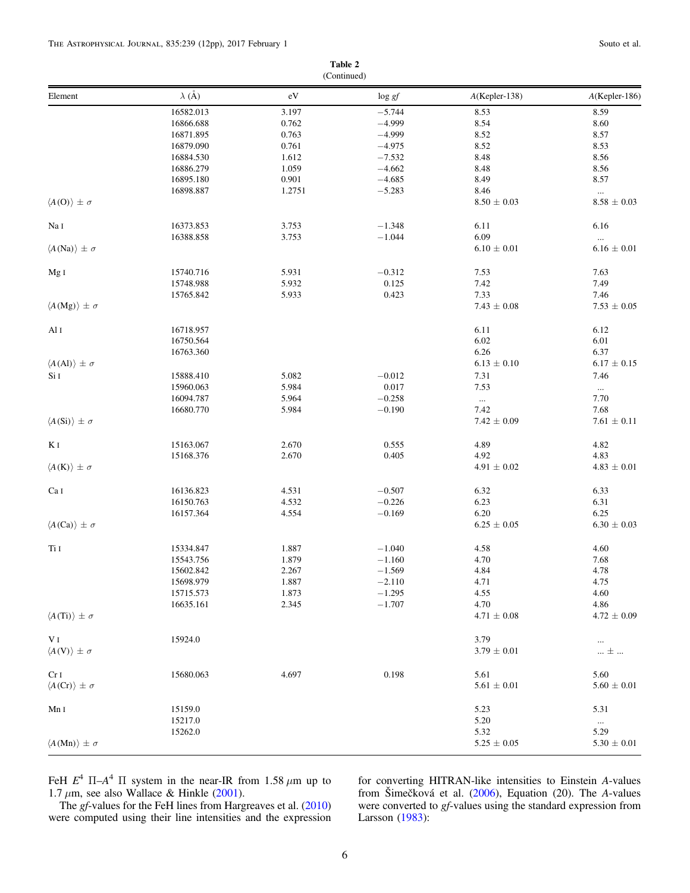**Table 2**
(Continued)

| Element | λ (Å) | eV | log *gf* | *A*(Kepler-138) | *A*(Kepler-186) |
|---|---|---|---|---|---|
| | 16582.013 | 3.197 | −5.744 | 8.53 | 8.59 |
| | 16866.688 | 0.762 | −4.999 | 8.54 | 8.60 |
| | 16871.895 | 0.763 | −4.999 | 8.52 | 8.57 |
| | 16879.090 | 0.761 | −4.975 | 8.52 | 8.53 |
| | 16884.530 | 1.612 | −7.532 | 8.48 | 8.56 |
| | 16886.279 | 1.059 | −4.662 | 8.48 | 8.56 |
| | 16895.180 | 0.901 | −4.685 | 8.49 | 8.57 |
| | 16898.887 | 1.2751 | −5.283 | 8.46 | ... |
| ⟨*A*(O)⟩ ± σ | | | | 8.50 ± 0.03 | 8.58 ± 0.03 |
| Na I | 16373.853 | 3.753 | −1.348 | 6.11 | 6.16 |
| | 16388.858 | 3.753 | −1.044 | 6.09 | ... |
| ⟨*A*(Na)⟩ ± σ | | | | 6.10 ± 0.01 | 6.16 ± 0.01 |
| Mg I | 15740.716 | 5.931 | −0.312 | 7.53 | 7.63 |
| | 15748.988 | 5.932 | 0.125 | 7.42 | 7.49 |
| | 15765.842 | 5.933 | 0.423 | 7.33 | 7.46 |
| ⟨*A*(Mg)⟩ ± σ | | | | 7.43 ± 0.08 | 7.53 ± 0.05 |
| Al I | 16718.957 | | | 6.11 | 6.12 |
| | 16750.564 | | | 6.02 | 6.01 |
| | 16763.360 | | | 6.26 | 6.37 |
| ⟨*A*(Al)⟩ ± σ | | | | 6.13 ± 0.10 | 6.17 ± 0.15 |
| Si I | 15888.410 | 5.082 | −0.012 | 7.31 | 7.46 |
| | 15960.063 | 5.984 | 0.017 | 7.53 | ... |
| | 16094.787 | 5.964 | −0.258 | ... | 7.70 |
| | 16680.770 | 5.984 | −0.190 | 7.42 | 7.68 |
| ⟨*A*(Si)⟩ ± σ | | | | 7.42 ± 0.09 | 7.61 ± 0.11 |
| K I | 15163.067 | 2.670 | 0.555 | 4.89 | 4.82 |
| | 15168.376 | 2.670 | 0.405 | 4.92 | 4.83 |
| ⟨*A*(K)⟩ ± σ | | | | 4.91 ± 0.02 | 4.83 ± 0.01 |
| Ca I | 16136.823 | 4.531 | −0.507 | 6.32 | 6.33 |
| | 16150.763 | 4.532 | −0.226 | 6.23 | 6.31 |
| | 16157.364 | 4.554 | −0.169 | 6.20 | 6.25 |
| ⟨*A*(Ca)⟩ ± σ | | | | 6.25 ± 0.05 | 6.30 ± 0.03 |
| Ti I | 15334.847 | 1.887 | −1.040 | 4.58 | 4.60 |
| | 15543.756 | 1.879 | −1.160 | 4.70 | 7.68 |
| | 15602.842 | 2.267 | −1.569 | 4.84 | 4.78 |
| | 15698.979 | 1.887 | −2.110 | 4.71 | 4.75 |
| | 15715.573 | 1.873 | −1.295 | 4.55 | 4.60 |
| | 16635.161 | 2.345 | −1.707 | 4.70 | 4.86 |
| ⟨*A*(Ti)⟩ ± σ | | | | 4.71 ± 0.08 | 4.72 ± 0.09 |
| V I | 15924.0 | | | 3.79 | ... |
| ⟨*A*(V)⟩ ± σ | | | | 3.79 ± 0.01 | ... ± ... |
| Cr I | 15680.063 | 4.697 | 0.198 | 5.61 | 5.60 |
| ⟨*A*(Cr)⟩ ± σ | | | | 5.61 ± 0.01 | 5.60 ± 0.01 |
| Mn I | 15159.0 | | | 5.23 | 5.31 |
| | 15217.0 | | | 5.20 | ... |
| | 15262.0 | | | 5.32 | 5.29 |
| ⟨*A*(Mn)⟩ ± σ | | | | 5.25 ± 0.05 | 5.30 ± 0.01 |

FeH $E^4\ \Pi$–$A^4\ \Pi$ system in the near-IR from 1.58 μm up to 1.7 μm, see also Wallace & Hinkle (2001).

The *gf*-values for the FeH lines from Hargreaves et al. (2010) were computed using their line intensities and the expression for converting HITRAN-like intensities to Einstein *A*-values from Šimečková et al. (2006), Equation (20). The *A*-values were converted to *gf*-values using the standard expression from Larsson (1983):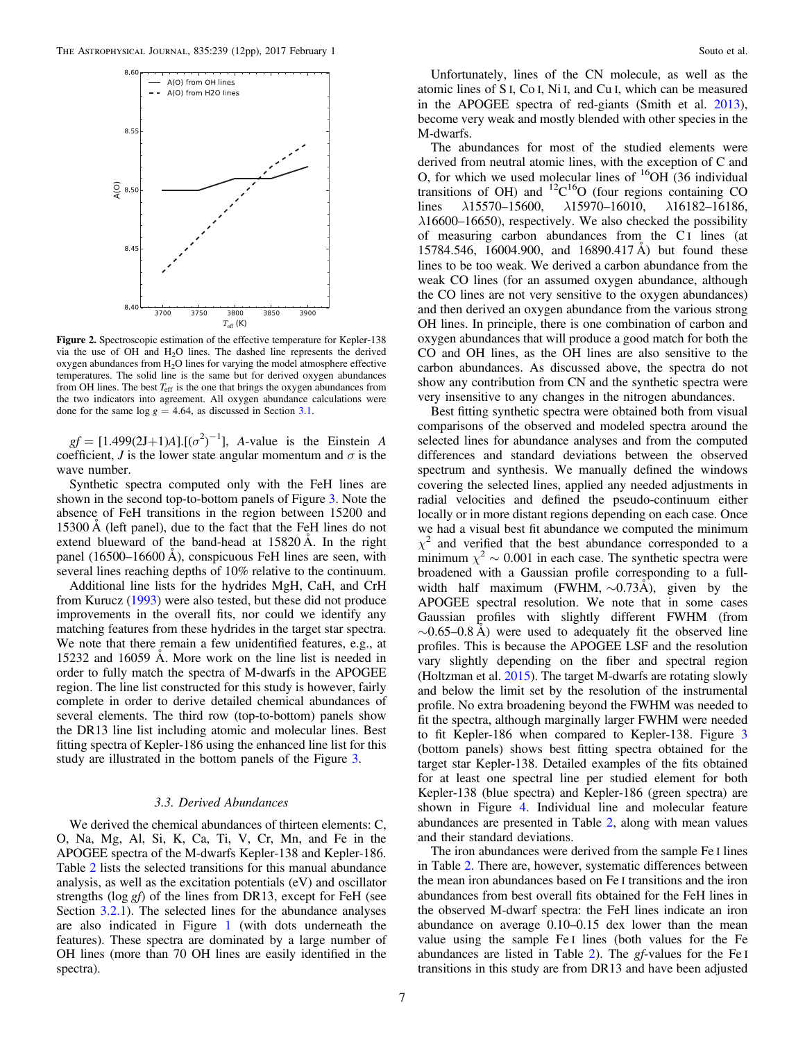**Figure 2.** Spectroscopic estimation of the effective temperature for Kepler-138 via the use of OH and $H_2O$ lines. The dashed line represents the derived oxygen abundances from $H_2O$ lines for varying the model atmosphere effective temperatures. The solid line is the same but for derived oxygen abundances from OH lines. The best $T_{\rm eff}$ is the one that brings the oxygen abundances from the two indicators into agreement. All oxygen abundance calculations were done for the same log $g$ = 4.64, as discussed in Section 3.1.

$gf = [1.499(2J+1)A].[(\sigma^2)^{-1}]$, $A$-value is the Einstein $A$ coefficient, $J$ is the lower state angular momentum and $\sigma$ is the wave number.

Synthetic spectra computed only with the FeH lines are shown in the second top-to-bottom panels of Figure 3. Note the absence of FeH transitions in the region between 15200 and 15300 Å (left panel), due to the fact that the FeH lines do not extend blueward of the band-head at 15820 Å. In the right panel (16500–16600 Å), conspicuous FeH lines are seen, with several lines reaching depths of 10% relative to the continuum.

Additional line lists for the hydrides MgH, CaH, and CrH from Kurucz (1993) were also tested, but these did not produce improvements in the overall fits, nor could we identify any matching features from these hydrides in the target star spectra. We note that there remain a few unidentified features, e.g., at 15232 and 16059 Å. More work on the line list is needed in order to fully match the spectra of M-dwarfs in the APOGEE region. The line list constructed for this study is however, fairly complete in order to derive detailed chemical abundances of several elements. The third row (top-to-bottom) panels show the DR13 line list including atomic and molecular lines. Best fitting spectra of Kepler-186 using the enhanced line list for this study are illustrated in the bottom panels of the Figure 3.

### 3.3. Derived Abundances

We derived the chemical abundances of thirteen elements: C, O, Na, Mg, Al, Si, K, Ca, Ti, V, Cr, Mn, and Fe in the APOGEE spectra of the M-dwarfs Kepler-138 and Kepler-186. Table 2 lists the selected transitions for this manual abundance analysis, as well as the excitation potentials (eV) and oscillator strengths (log $gf$) of the lines from DR13, except for FeH (see Section 3.2.1). The selected lines for the abundance analyses are also indicated in Figure 1 (with dots underneath the features). These spectra are dominated by a large number of OH lines (more than 70 OH lines are easily identified in the spectra).

Unfortunately, lines of the CN molecule, as well as the atomic lines of S I, Co I, Ni I, and Cu I, which can be measured in the APOGEE spectra of red-giants (Smith et al. 2013), become very weak and mostly blended with other species in the M-dwarfs.

The abundances for most of the studied elements were derived from neutral atomic lines, with the exception of C and O, for which we used molecular lines of $^{16}$OH (36 individual transitions of OH) and $^{12}$C$^{16}$O (four regions containing CO lines $\lambda$15570–15600, $\lambda$15970–16010, $\lambda$16182–16186, $\lambda$16600–16650), respectively. We also checked the possibility of measuring carbon abundances from the C I lines (at 15784.546, 16004.900, and 16890.417 Å) but found these lines to be too weak. We derived a carbon abundance from the weak CO lines (for an assumed oxygen abundance, although the CO lines are not very sensitive to the oxygen abundances) and then derived an oxygen abundance from the various strong OH lines. In principle, there is one combination of carbon and oxygen abundances that will produce a good match for both the CO and OH lines, as the OH lines are also sensitive to the carbon abundances. As discussed above, the spectra do not show any contribution from CN and the synthetic spectra were very insensitive to any changes in the nitrogen abundances.

Best fitting synthetic spectra were obtained both from visual comparisons of the observed and modeled spectra around the selected lines for abundance analyses and from the computed differences and standard deviations between the observed spectrum and synthesis. We manually defined the windows covering the selected lines, applied any needed adjustments in radial velocities and defined the pseudo-continuum either locally or in more distant regions depending on each case. Once we had a visual best fit abundance we computed the minimum $\chi^2$ and verified that the best abundance corresponded to a minimum $\chi^2 \sim 0.001$ in each case. The synthetic spectra were broadened with a Gaussian profile corresponding to a full-width half maximum (FWHM, $\sim$0.73Å), given by the APOGEE spectral resolution. We note that in some cases Gaussian profiles with slightly different FWHM (from $\sim$0.65–0.8 Å) were used to adequately fit the observed line profiles. This is because the APOGEE LSF and the resolution vary slightly depending on the fiber and spectral region (Holtzman et al. 2015). The target M-dwarfs are rotating slowly and below the limit set by the resolution of the instrumental profile. No extra broadening beyond the FWHM was needed to fit the spectra, although marginally larger FWHM were needed to fit Kepler-186 when compared to Kepler-138. Figure 3 (bottom panels) shows best fitting spectra obtained for the target star Kepler-138. Detailed examples of the fits obtained for at least one spectral line per studied element for both Kepler-138 (blue spectra) and Kepler-186 (green spectra) are shown in Figure 4. Individual line and molecular feature abundances are presented in Table 2, along with mean values and their standard deviations.

The iron abundances were derived from the sample Fe I lines in Table 2. There are, however, systematic differences between the mean iron abundances based on Fe I transitions and the iron abundances from best overall fits obtained for the FeH lines in the observed M-dwarf spectra: the FeH lines indicate an iron abundance on average 0.10–0.15 dex lower than the mean value using the sample Fe I lines (both values for the Fe abundances are listed in Table 2). The $gf$-values for the Fe I transitions in this study are from DR13 and have been adjusted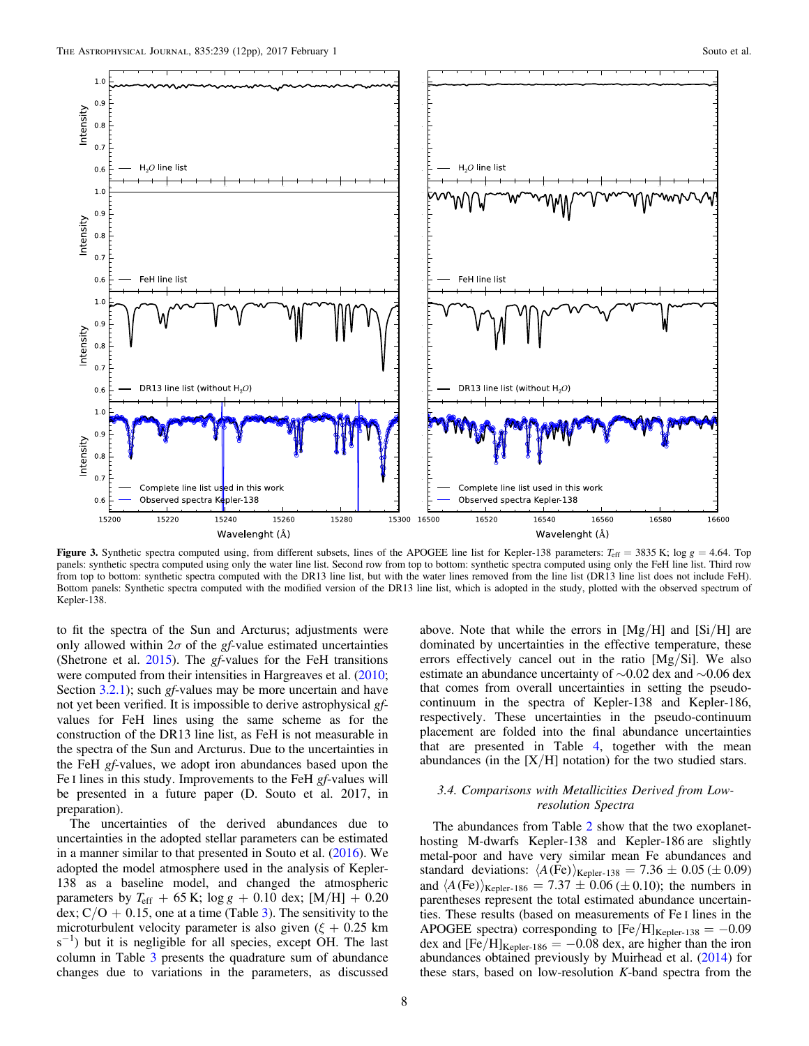**Figure 3.** Synthetic spectra computed using, from different subsets, lines of the APOGEE line list for Kepler-138 parameters: $T_{\rm eff}$ = 3835 K; log $g$ = 4.64. Top panels: synthetic spectra computed using only the water line list. Second row from top to bottom: synthetic spectra computed using only the FeH line list. Third row from top to bottom: synthetic spectra computed with the DR13 line list, but with the water lines removed from the line list (DR13 line list does not include FeH). Bottom panels: Synthetic spectra computed with the modified version of the DR13 line list, which is adopted in the study, plotted with the observed spectrum of Kepler-138.

to fit the spectra of the Sun and Arcturus; adjustments were only allowed within $2\sigma$ of the *gf*-value estimated uncertainties (Shetrone et al. 2015). The *gf*-values for the FeH transitions were computed from their intensities in Hargreaves et al. (2010; Section 3.2.1); such *gf*-values may be more uncertain and have not yet been verified. It is impossible to derive astrophysical *gf*-values for FeH lines using the same scheme as for the construction of the DR13 line list, as FeH is not measurable in the spectra of the Sun and Arcturus. Due to the uncertainties in the FeH *gf*-values, we adopt iron abundances based upon the Fe I lines in this study. Improvements to the FeH *gf*-values will be presented in a future paper (D. Souto et al. 2017, in preparation).

The uncertainties of the derived abundances due to uncertainties in the adopted stellar parameters can be estimated in a manner similar to that presented in Souto et al. (2016). We adopted the model atmosphere used in the analysis of Kepler-138 as a baseline model, and changed the atmospheric parameters by $T_{\rm eff}$ + 65 K; log $g$ + 0.10 dex; [M/H] + 0.20 dex; C/O + 0.15, one at a time (Table 3). The sensitivity to the microturbulent velocity parameter is also given ($\xi$ + 0.25 km s$^{-1}$) but it is negligible for all species, except OH. The last column in Table 3 presents the quadrature sum of abundance changes due to variations in the parameters, as discussed above. Note that while the errors in [Mg/H] and [Si/H] are dominated by uncertainties in the effective temperature, these errors effectively cancel out in the ratio [Mg/Si]. We also estimate an abundance uncertainty of ~0.02 dex and ~0.06 dex that comes from overall uncertainties in setting the pseudo-continuum in the spectra of Kepler-138 and Kepler-186, respectively. These uncertainties in the pseudo-continuum placement are folded into the final abundance uncertainties that are presented in Table 4, together with the mean abundances (in the [X/H] notation) for the two studied stars.

### 3.4. Comparisons with Metallicities Derived from Low-resolution Spectra

The abundances from Table 2 show that the two exoplanet-hosting M-dwarfs Kepler-138 and Kepler-186 are slightly metal-poor and have very similar mean Fe abundances and standard deviations: $\langle A({\rm Fe})\rangle_{\rm Kepler\text{-}138} = 7.36 \pm 0.05\ (\pm 0.09)$ and $\langle A({\rm Fe})\rangle_{\rm Kepler\text{-}186} = 7.37 \pm 0.06\ (\pm 0.10)$; the numbers in parentheses represent the total estimated abundance uncertainties. These results (based on measurements of Fe I lines in the APOGEE spectra) corresponding to $[{\rm Fe/H}]_{\rm Kepler\text{-}138} = -0.09$ dex and $[{\rm Fe/H}]_{\rm Kepler\text{-}186} = -0.08$ dex, are higher than the iron abundances obtained previously by Muirhead et al. (2014) for these stars, based on low-resolution *K*-band spectra from the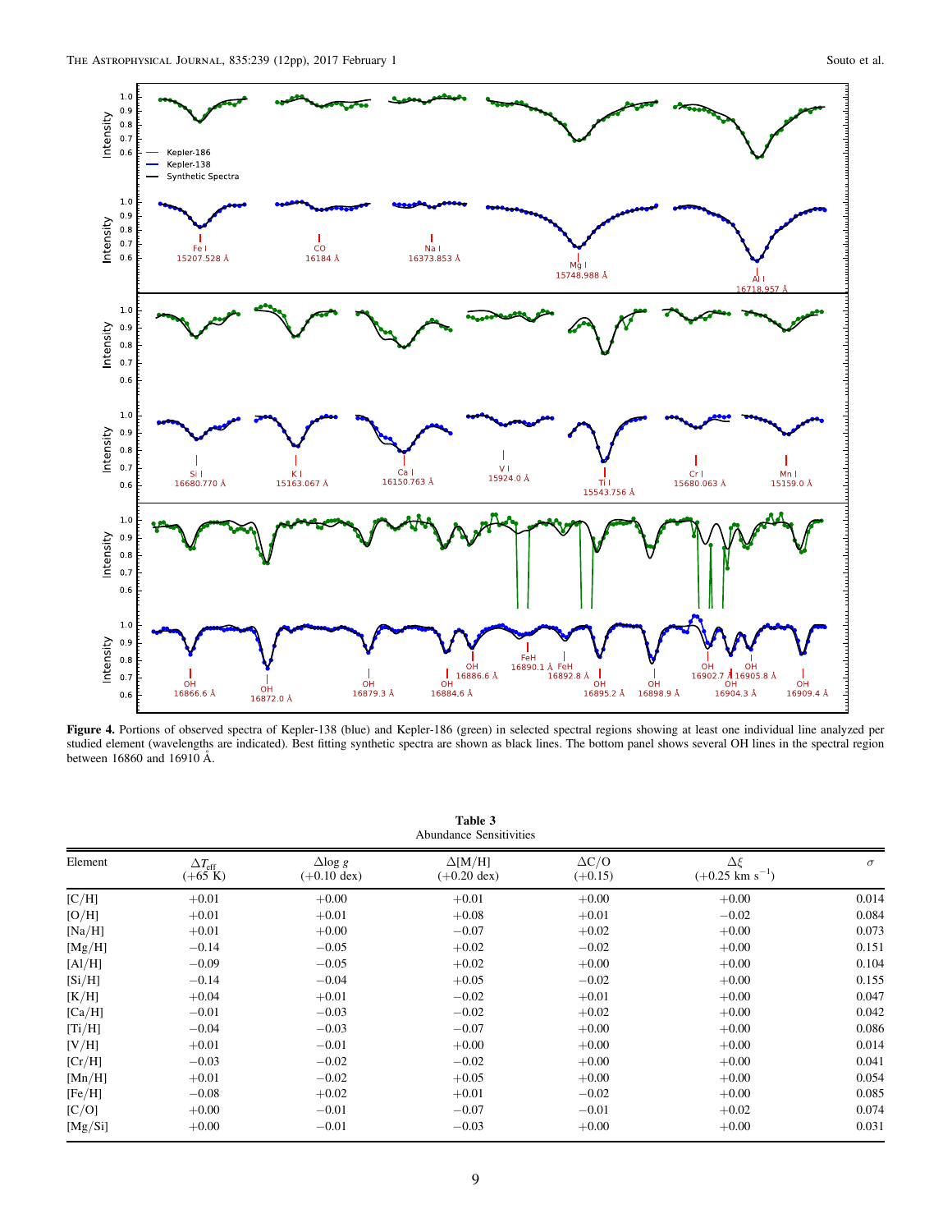**Figure 4.** Portions of observed spectra of Kepler-138 (blue) and Kepler-186 (green) in selected spectral regions showing at least one individual line analyzed per studied element (wavelengths are indicated). Best fitting synthetic spectra are shown as black lines. The bottom panel shows several OH lines in the spectral region between 16860 and 16910 Å.

**Table 3**
Abundance Sensitivities

| Element | $\Delta T_{\rm eff}$ (+65 K) | $\Delta\log g$ (+0.10 dex) | $\Delta$[M/H] (+0.20 dex) | $\Delta$C/O (+0.15) | $\Delta\xi$ (+0.25 km s$^{-1}$) | $\sigma$ |
|---|---|---|---|---|---|---|
| [C/H] | +0.01 | +0.00 | +0.01 | +0.00 | +0.00 | 0.014 |
| [O/H] | +0.01 | +0.01 | +0.08 | +0.01 | −0.02 | 0.084 |
| [Na/H] | +0.01 | +0.00 | −0.07 | +0.02 | +0.00 | 0.073 |
| [Mg/H] | −0.14 | −0.05 | +0.02 | −0.02 | +0.00 | 0.151 |
| [Al/H] | −0.09 | −0.05 | +0.02 | +0.00 | +0.00 | 0.104 |
| [Si/H] | −0.14 | −0.04 | +0.05 | −0.02 | +0.00 | 0.155 |
| [K/H] | +0.04 | +0.01 | −0.02 | +0.01 | +0.00 | 0.047 |
| [Ca/H] | −0.01 | −0.03 | −0.02 | +0.02 | +0.00 | 0.042 |
| [Ti/H] | −0.04 | −0.03 | −0.07 | +0.00 | +0.00 | 0.086 |
| [V/H] | +0.01 | −0.01 | +0.00 | +0.00 | +0.00 | 0.014 |
| [Cr/H] | −0.03 | −0.02 | −0.02 | +0.00 | +0.00 | 0.041 |
| [Mn/H] | +0.01 | −0.02 | +0.05 | +0.00 | +0.00 | 0.054 |
| [Fe/H] | −0.08 | +0.02 | +0.01 | −0.02 | +0.00 | 0.085 |
| [C/O] | +0.00 | −0.01 | −0.07 | −0.01 | +0.02 | 0.074 |
| [Mg/Si] | +0.00 | −0.01 | −0.03 | +0.00 | +0.00 | 0.031 |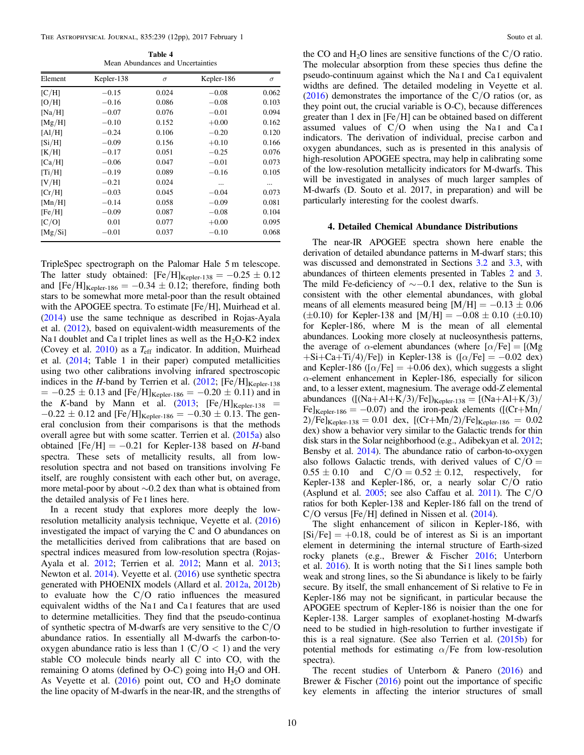**Table 4**
Mean Abundances and Uncertainties

| Element | Kepler-138 | $\sigma$ | Kepler-186 | $\sigma$ |
|---|---|---|---|---|
| [C/H] | −0.15 | 0.024 | −0.08 | 0.062 |
| [O/H] | −0.16 | 0.086 | −0.08 | 0.103 |
| [Na/H] | −0.07 | 0.076 | −0.01 | 0.094 |
| [Mg/H] | −0.10 | 0.152 | +0.00 | 0.162 |
| [Al/H] | −0.24 | 0.106 | −0.20 | 0.120 |
| [Si/H] | −0.09 | 0.156 | +0.10 | 0.166 |
| [K/H] | −0.17 | 0.051 | −0.25 | 0.076 |
| [Ca/H] | −0.06 | 0.047 | −0.01 | 0.073 |
| [Ti/H] | −0.19 | 0.089 | −0.16 | 0.105 |
| [V/H] | −0.21 | 0.024 | ... | ... |
| [Cr/H] | −0.03 | 0.045 | −0.04 | 0.073 |
| [Mn/H] | −0.14 | 0.058 | −0.09 | 0.081 |
| [Fe/H] | −0.09 | 0.087 | −0.08 | 0.104 |
| [C/O] | 0.01 | 0.077 | +0.00 | 0.095 |
| [Mg/Si] | −0.01 | 0.037 | −0.10 | 0.068 |

TripleSpec spectrograph on the Palomar Hale 5 m telescope. The latter study obtained: $[Fe/H]_{Kepler\text{-}138} = -0.25 \pm 0.12$ and $[Fe/H]_{Kepler\text{-}186} = -0.34 \pm 0.12$; therefore, finding both stars to be somewhat more metal-poor than the result obtained with the APOGEE spectra. To estimate [Fe/H], Muirhead et al. (2014) use the same technique as described in Rojas-Ayala et al. (2012), based on equivalent-width measurements of the Na I doublet and Ca I triplet lines as well as the $H_2O$-K2 index (Covey et al. 2010) as a $T_{eff}$ indicator. In addition, Muirhead et al. (2014; Table 1 in their paper) computed metallicities using two other calibrations involving infrared spectroscopic indices in the *H*-band by Terrien et al. (2012; $[Fe/H]_{Kepler\text{-}138} = -0.25 \pm 0.13$ and $[Fe/H]_{Kepler\text{-}186} = -0.20 \pm 0.11$) and in the *K*-band by Mann et al. (2013; $[Fe/H]_{Kepler\text{-}138} = -0.22 \pm 0.12$ and $[Fe/H]_{Kepler\text{-}186} = -0.30 \pm 0.13$. The general conclusion from their comparisons is that the methods overall agree but with some scatter. Terrien et al. (2015a) also obtained $[Fe/H] = -0.21$ for Kepler-138 based on *H*-band spectra. These sets of metallicity results, all from low-resolution spectra and not based on transitions involving Fe itself, are roughly consistent with each other but, on average, more metal-poor by about ∼0.2 dex than what is obtained from the detailed analysis of Fe I lines here.

In a recent study that explores more deeply the low-resolution metallicity analysis technique, Veyette et al. (2016) investigated the impact of varying the C and O abundances on the metallicities derived from calibrations that are based on spectral indices measured from low-resolution spectra (Rojas-Ayala et al. 2012; Terrien et al. 2012; Mann et al. 2013; Newton et al. 2014). Veyette et al. (2016) use synthetic spectra generated with PHOENIX models (Allard et al. 2012a, 2012b) to evaluate how the C/O ratio influences the measured equivalent widths of the Na I and Ca I features that are used to determine metallicities. They find that the pseudo-continua of synthetic spectra of M-dwarfs are very sensitive to the C/O abundance ratios. In essentially all M-dwarfs the carbon-to-oxygen abundance ratio is less than 1 (C/O < 1) and the very stable CO molecule binds nearly all C into CO, with the remaining O atoms (defined by O-C) going into $H_2O$ and OH. As Veyette et al. (2016) point out, CO and $H_2O$ dominate the line opacity of M-dwarfs in the near-IR, and the strengths of the CO and $H_2O$ lines are sensitive functions of the C/O ratio. The molecular absorption from these species thus define the pseudo-continuum against which the Na I and Ca I equivalent widths are defined. The detailed modeling in Veyette et al. (2016) demonstrates the importance of the C/O ratios (or, as they point out, the crucial variable is O-C), because differences greater than 1 dex in [Fe/H] can be obtained based on different assumed values of C/O when using the Na I and Ca I indicators. The derivation of individual, precise carbon and oxygen abundances, such as is presented in this analysis of high-resolution APOGEE spectra, may help in calibrating some of the low-resolution metallicity indicators for M-dwarfs. This will be investigated in analyses of much larger samples of M-dwarfs (D. Souto et al. 2017, in preparation) and will be particularly interesting for the coolest dwarfs.

## 4. Detailed Chemical Abundance Distributions

The near-IR APOGEE spectra shown here enable the derivation of detailed abundance patterns in M-dwarf stars; this was discussed and demonstrated in Sections 3.2 and 3.3, with abundances of thirteen elements presented in Tables 2 and 3. The mild Fe-deficiency of ∼−0.1 dex, relative to the Sun is consistent with the other elemental abundances, with global means of all elements measured being $[M/H] = -0.13 \pm 0.06$ ($\pm 0.10$) for Kepler-138 and $[M/H] = -0.08 \pm 0.10$ ($\pm 0.10$) for Kepler-186, where M is the mean of all elemental abundances. Looking more closely at nucleosynthesis patterns, the average of $\alpha$-element abundances (where $[\alpha/Fe] = [(Mg+Si+Ca+Ti/4)/Fe])$ in Kepler-138 is ($[\alpha/Fe] = -0.02$ dex) and Kepler-186 ($[\alpha/Fe] = +0.06$ dex), which suggests a slight $\alpha$-element enhancement in Kepler-186, especially for silicon and, to a lesser extent, magnesium. The average odd-*Z* elemental abundances ($[(Na+Al+K/3)/Fe])_{Kepler\text{-}138} = [(Na+Al+K/3)/Fe]_{Kepler\text{-}186} = -0.07$) and the iron-peak elements ($[(Cr+Mn/2)/Fe]_{Kepler\text{-}138} = 0.01$ dex, $[(Cr+Mn/2)/Fe]_{Kepler\text{-}186} = 0.02$ dex) show a behavior very similar to the Galactic trends for thin disk stars in the Solar neighborhood (e.g., Adibekyan et al. 2012; Bensby et al. 2014). The abundance ratio of carbon-to-oxygen also follows Galactic trends, with derived values of $C/O = 0.55 \pm 0.10$ and $C/O = 0.52 \pm 0.12$, respectively, for Kepler-138 and Kepler-186, or, a nearly solar C/O ratio (Asplund et al. 2005; see also Caffau et al. 2011). The C/O ratios for both Kepler-138 and Kepler-186 fall on the trend of C/O versus [Fe/H] defined in Nissen et al. (2014).

The slight enhancement of silicon in Kepler-186, with $[Si/Fe] = +0.18$, could be of interest as Si is an important element in determining the internal structure of Earth-sized rocky planets (e.g., Brewer & Fischer 2016; Unterborn et al. 2016). It is worth noting that the Si I lines sample both weak and strong lines, so the Si abundance is likely to be fairly secure. By itself, the small enhancement of Si relative to Fe in Kepler-186 may not be significant, in particular because the APOGEE spectrum of Kepler-186 is noisier than the one for Kepler-138. Larger samples of exoplanet-hosting M-dwarfs need to be studied in high-resolution to further investigate if this is a real signature. (See also Terrien et al. (2015b) for potential methods for estimating $\alpha$/Fe from low-resolution spectra).

The recent studies of Unterborn & Panero (2016) and Brewer & Fischer (2016) point out the importance of specific key elements in affecting the interior structures of small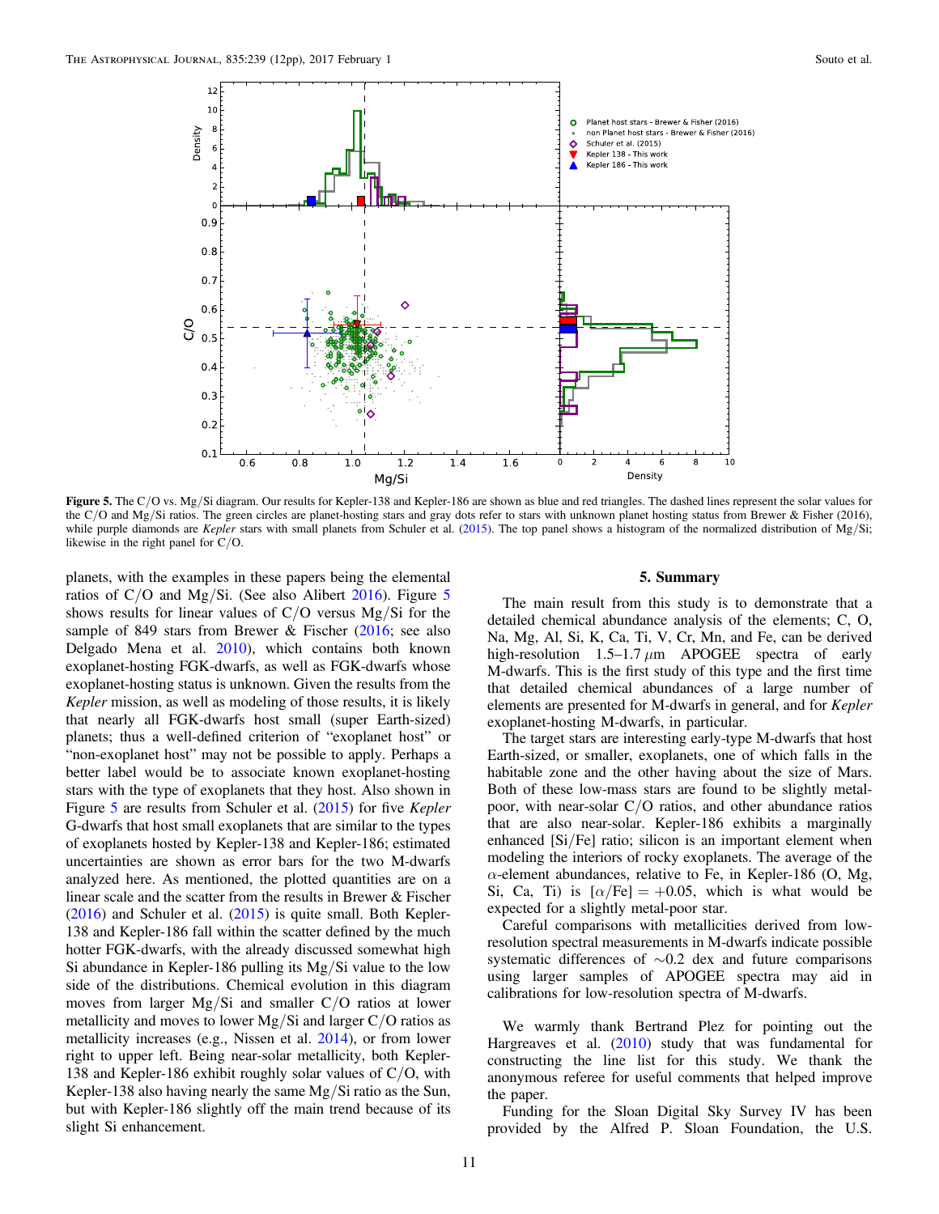**Figure 5.** The C/O vs. Mg/Si diagram. Our results for Kepler-138 and Kepler-186 are shown as blue and red triangles. The dashed lines represent the solar values for the C/O and Mg/Si ratios. The green circles are planet-hosting stars and gray dots refer to stars with unknown planet hosting status from Brewer & Fischer (2016), while purple diamonds are *Kepler* stars with small planets from Schuler et al. (2015). The top panel shows a histogram of the normalized distribution of Mg/Si; likewise in the right panel for C/O.

planets, with the examples in these papers being the elemental ratios of C/O and Mg/Si. (See also Alibert 2016). Figure 5 shows results for linear values of C/O versus Mg/Si for the sample of 849 stars from Brewer & Fischer (2016; see also Delgado Mena et al. 2010), which contains both known exoplanet-hosting FGK-dwarfs, as well as FGK-dwarfs whose exoplanet-hosting status is unknown. Given the results from the *Kepler* mission, as well as modeling of those results, it is likely that nearly all FGK-dwarfs host small (super Earth-sized) planets; thus a well-defined criterion of "exoplanet host" or "non-exoplanet host" may not be possible to apply. Perhaps a better label would be to associate known exoplanet-hosting stars with the type of exoplanets that they host. Also shown in Figure 5 are results from Schuler et al. (2015) for five *Kepler* G-dwarfs that host small exoplanets that are similar to the types of exoplanets hosted by Kepler-138 and Kepler-186; estimated uncertainties are shown as error bars for the two M-dwarfs analyzed here. As mentioned, the plotted quantities are on a linear scale and the scatter from the results in Brewer & Fischer (2016) and Schuler et al. (2015) is quite small. Both Kepler-138 and Kepler-186 fall within the scatter defined by the much hotter FGK-dwarfs, with the already discussed somewhat high Si abundance in Kepler-186 pulling its Mg/Si value to the low side of the distributions. Chemical evolution in this diagram moves from larger Mg/Si and smaller C/O ratios at lower metallicity and moves to lower Mg/Si and larger C/O ratios as metallicity increases (e.g., Nissen et al. 2014), or from lower right to upper left. Being near-solar metallicity, both Kepler-138 and Kepler-186 exhibit roughly solar values of C/O, with Kepler-138 also having nearly the same Mg/Si ratio as the Sun, but with Kepler-186 slightly off the main trend because of its slight Si enhancement.

## 5. Summary

The main result from this study is to demonstrate that a detailed chemical abundance analysis of the elements; C, O, Na, Mg, Al, Si, K, Ca, Ti, V, Cr, Mn, and Fe, can be derived from high-resolution 1.5–1.7 $\mu$m APOGEE spectra of early M-dwarfs. This is the first study of this type and the first time that detailed chemical abundances of a large number of elements are presented for M-dwarfs in general, and for *Kepler* exoplanet-hosting M-dwarfs, in particular.

The target stars are interesting early-type M-dwarfs that host Earth-sized, or smaller, exoplanets, one of which falls in the habitable zone and the other having about the size of Mars. Both of these low-mass stars are found to be slightly metal-poor, with near-solar C/O ratios, and other abundance ratios that are also near-solar. Kepler-186 exhibits a marginally enhanced [Si/Fe] ratio; silicon is an important element when modeling the interiors of rocky exoplanets. The average of the $\alpha$-element abundances, relative to Fe, in Kepler-186 (O, Mg, Si, Ca, Ti) is $[\alpha/\text{Fe}] = +0.05$, which is what would be expected for a slightly metal-poor star.

Careful comparisons with metallicities derived from low-resolution spectral measurements in M-dwarfs indicate possible systematic differences of $\sim$0.2 dex and future comparisons using larger samples of APOGEE spectra may aid in calibrations for low-resolution spectra of M-dwarfs.

We warmly thank Bertrand Plez for pointing out the Hargreaves et al. (2010) study that was fundamental for constructing the line list for this study. We thank the anonymous referee for useful comments that helped improve the paper.

Funding for the Sloan Digital Sky Survey IV has been provided by the Alfred P. Sloan Foundation, the U.S.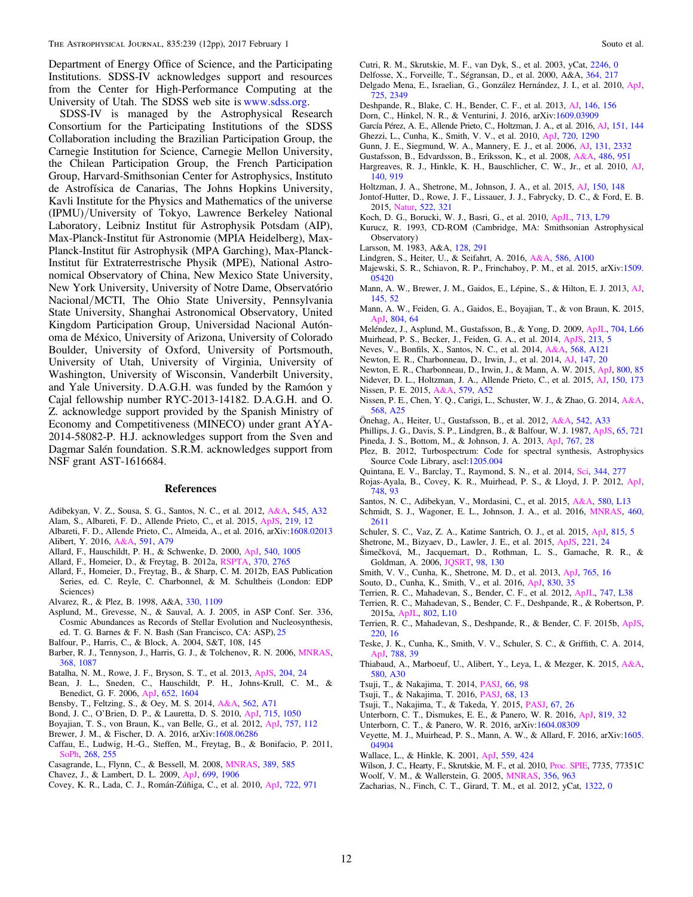Department of Energy Office of Science, and the Participating Institutions. SDSS-IV acknowledges support and resources from the Center for High-Performance Computing at the University of Utah. The SDSS web site is www.sdss.org.

SDSS-IV is managed by the Astrophysical Research Consortium for the Participating Institutions of the SDSS Collaboration including the Brazilian Participation Group, the Carnegie Institution for Science, Carnegie Mellon University, the Chilean Participation Group, the French Participation Group, Harvard-Smithsonian Center for Astrophysics, Instituto de Astrofísica de Canarias, The Johns Hopkins University, Kavli Institute for the Physics and Mathematics of the universe (IPMU)/University of Tokyo, Lawrence Berkeley National Laboratory, Leibniz Institut für Astrophysik Potsdam (AIP), Max-Planck-Institut für Astronomie (MPIA Heidelberg), Max-Planck-Institut für Astrophysik (MPA Garching), Max-Planck-Institut für Extraterrestrische Physik (MPE), National Astronomical Observatory of China, New Mexico State University, New York University, University of Notre Dame, Observatório Nacional/MCTI, The Ohio State University, Pennsylvania State University, Shanghai Astronomical Observatory, United Kingdom Participation Group, Universidad Nacional Autónoma de México, University of Arizona, University of Colorado Boulder, University of Oxford, University of Portsmouth, University of Utah, University of Virginia, University of Washington, University of Wisconsin, Vanderbilt University, and Yale University. D.A.G.H. was funded by the Ramóon y Cajal fellowship number RYC-2013-14182. D.A.G.H. and O. Z. acknowledge support provided by the Spanish Ministry of Economy and Competitiveness (MINECO) under grant AYA-2014-58082-P. H.J. acknowledges support from the Sven and Dagmar Salén foundation. S.R.M. acknowledges support from NSF grant AST-1616684.

## References

Adibekyan, V. Z., Sousa, S. G., Santos, N. C., et al. 2012, A&A, 545, A32
Alam, S., Albareti, F. D., Allende Prieto, C., et al. 2015, ApJS, 219, 12
Albareti, F. D., Allende Prieto, C., Almeida, A., et al. 2016, arXiv:1608.02013
Alibert, Y. 2016, A&A, 591, A79
Allard, F., Hauschildt, P. H., & Schwenke, D. 2000, ApJ, 540, 1005
Allard, F., Homeier, D., & Freytag, B. 2012a, RSPTA, 370, 2765
Allard, F., Homeier, D., Freytag, B., & Sharp, C. M. 2012b, EAS Publication Series, ed. C. Reyle, C. Charbonnel, & M. Schultheis (London: EDP Sciences)
Alvarez, R., & Plez, B. 1998, A&A, 330, 1109
Asplund, M., Grevesse, N., & Sauval, A. J. 2005, in ASP Conf. Ser. 336, Cosmic Abundances as Records of Stellar Evolution and Nucleosynthesis, ed. T. G. Barnes & F. N. Bash (San Francisco, CA: ASP), 25
Balfour, P., Harris, C., & Block, A. 2004, S&T, 108, 145
Barber, R. J., Tennyson, J., Harris, G. J., & Tolchenov, R. N. 2006, MNRAS, 368, 1087
Batalha, N. M., Rowe, J. F., Bryson, S. T., et al. 2013, ApJS, 204, 24
Bean, J. L., Sneden, C., Hauschildt, P. H., Johns-Krull, C. M., & Benedict, G. F. 2006, ApJ, 652, 1604
Bensby, T., Feltzing, S., & Oey, M. S. 2014, A&A, 562, A71
Bond, J. C., O'Brien, D. P., & Lauretta, D. S. 2010, ApJ, 715, 1050
Boyajian, T. S., von Braun, K., van Belle, G., et al. 2012, ApJ, 757, 112
Brewer, J. M., & Fischer, D. A. 2016, arXiv:1608.06286
Caffau, E., Ludwig, H.-G., Steffen, M., Freytag, B., & Bonifacio, P. 2011, SoPh, 268, 255
Casagrande, L., Flynn, C., & Bessell, M. 2008, MNRAS, 389, 585
Chavez, J., & Lambert, D. L. 2009, ApJ, 699, 1906
Covey, K. R., Lada, C. J., Román-Zúñiga, C., et al. 2010, ApJ, 722, 971
Cutri, R. M., Skrutskie, M. F., van Dyk, S., et al. 2003, yCat, 2246, 0
Delfosse, X., Forveille, T., Ségransan, D., et al. 2000, A&A, 364, 217
Delgado Mena, E., Israelian, G., González Hernández, J. I., et al. 2010, ApJ, 725, 2349
Deshpande, R., Blake, C. H., Bender, C. F., et al. 2013, AJ, 146, 156
Dorn, C., Hinkel, N. R., & Venturini, J. 2016, arXiv:1609.03909
García Pérez, A. E., Allende Prieto, C., Holtzman, J. A., et al. 2016, AJ, 151, 144
Ghezzi, L., Cunha, K., Smith, V. V., et al. 2010, ApJ, 720, 1290
Gunn, J. E., Siegmund, W. A., Mannery, E. J., et al. 2006, AJ, 131, 2332
Gustafsson, B., Edvardsson, B., Eriksson, K., et al. 2008, A&A, 486, 951
Hargreaves, R. J., Hinkle, K. H., Bauschlicher, C. W., Jr., et al. 2010, AJ, 140, 919
Holtzman, J. A., Shetrone, M., Johnson, J. A., et al. 2015, AJ, 150, 148
Jontof-Hutter, D., Rowe, J. F., Lissauer, J. J., Fabrycky, D. C., & Ford, E. B. 2015, Natur, 522, 321
Koch, D. G., Borucki, W. J., Basri, G., et al. 2010, ApJL, 713, L79
Kurucz, R. 1993, CD-ROM (Cambridge, MA: Smithsonian Astrophysical Observatory)
Larsson, M. 1983, A&A, 128, 291
Lindgren, S., Heiter, U., & Seifahrt, A. 2016, A&A, 586, A100
Majewski, S. R., Schiavon, R. P., Frinchaboy, P. M., et al. 2015, arXiv:1509.05420
Mann, A. W., Brewer, J. M., Gaidos, E., Lépine, S., & Hilton, E. J. 2013, AJ, 145, 52
Mann, A. W., Feiden, G. A., Gaidos, E., Boyajian, T., & von Braun, K. 2015, ApJ, 804, 64
Meléndez, J., Asplund, M., Gustafsson, B., & Yong, D. 2009, ApJL, 704, L66
Muirhead, P. S., Becker, J., Feiden, G. A., et al. 2014, ApJS, 213, 5
Neves, V., Bonfils, X., Santos, N. C., et al. 2014, A&A, 568, A121
Newton, E. R., Charbonneau, D., Irwin, J., et al. 2014, AJ, 147, 20
Newton, E. R., Charbonneau, D., Irwin, J., & Mann, A. W. 2015, ApJ, 800, 85
Nidever, D. L., Holtzman, J. A., Allende Prieto, C., et al. 2015, AJ, 150, 173
Nissen, P. E. 2015, A&A, 579, A52
Nissen, P. E., Chen, Y. Q., Carigi, L., Schuster, W. J., & Zhao, G. 2014, A&A, 568, A25
Önehag, A., Heiter, U., Gustafsson, B., et al. 2012, A&A, 542, A33
Phillips, J. G., Davis, S. P., Lindgren, B., & Balfour, W. J. 1987, ApJS, 65, 721
Pineda, J. S., Bottom, M., & Johnson, J. A. 2013, ApJ, 767, 28
Plez, B. 2012, Turbospectrum: Code for spectral synthesis, Astrophysics Source Code Library, ascl:1205.004
Quintana, E. V., Barclay, T., Raymond, S. N., et al. 2014, Sci, 344, 277
Rojas-Ayala, B., Covey, K. R., Muirhead, P. S., & Lloyd, J. P. 2012, ApJ, 748, 93
Santos, N. C., Adibekyan, V., Mordasini, C., et al. 2015, A&A, 580, L13
Schmidt, S. J., Wagoner, E. L., Johnson, J. A., et al. 2016, MNRAS, 460, 2611
Schuler, S. C., Vaz, Z. A., Katime Santrich, O. J., et al. 2015, ApJ, 815, 5
Shetrone, M., Bizyaev, D., Lawler, J. E., et al. 2015, ApJS, 221, 24
Šimečková, M., Jacquemart, D., Rothman, L. S., Gamache, R. R., & Goldman, A. 2006, JQSRT, 98, 130
Smith, V. V., Cunha, K., Shetrone, M. D., et al. 2013, ApJ, 765, 16
Souto, D., Cunha, K., Smith, V., et al. 2016, ApJ, 830, 35
Terrien, R. C., Mahadevan, S., Bender, C. F., et al. 2012, ApJL, 747, L38
Terrien, R. C., Mahadevan, S., Bender, C. F., Deshpande, R., & Robertson, P. 2015a, ApJL, 802, L10
Terrien, R. C., Mahadevan, S., Deshpande, R., & Bender, C. F. 2015b, ApJS, 220, 16
Teske, J. K., Cunha, K., Smith, V. V., Schuler, S. C., & Griffith, C. A. 2014, ApJ, 788, 39
Thiabaud, A., Marboeuf, U., Alibert, Y., Leya, I., & Mezger, K. 2015, A&A, 580, A30
Tsuji, T., & Nakajima, T. 2014, PASJ, 66, 98
Tsuji, T., & Nakajima, T. 2016, PASJ, 68, 13
Tsuji, T., Nakajima, T., & Takeda, Y. 2015, PASJ, 67, 26
Unterborn, C. T., Dismukes, E. E., & Panero, W. R. 2016, ApJ, 819, 32
Unterborn, C. T., & Panero, W. R. 2016, arXiv:1604.08309
Veyette, M. J., Muirhead, P. S., Mann, A. W., & Allard, F. 2016, arXiv:1605.04904
Wallace, L., & Hinkle, K. 2001, ApJ, 559, 424
Wilson, J. C., Hearty, F., Skrutskie, M. F., et al. 2010, Proc. SPIE, 7735, 77351C
Woolf, V. M., & Wallerstein, G. 2005, MNRAS, 356, 963
Zacharias, N., Finch, C. T., Girard, T. M., et al. 2012, yCat, 1322, 0